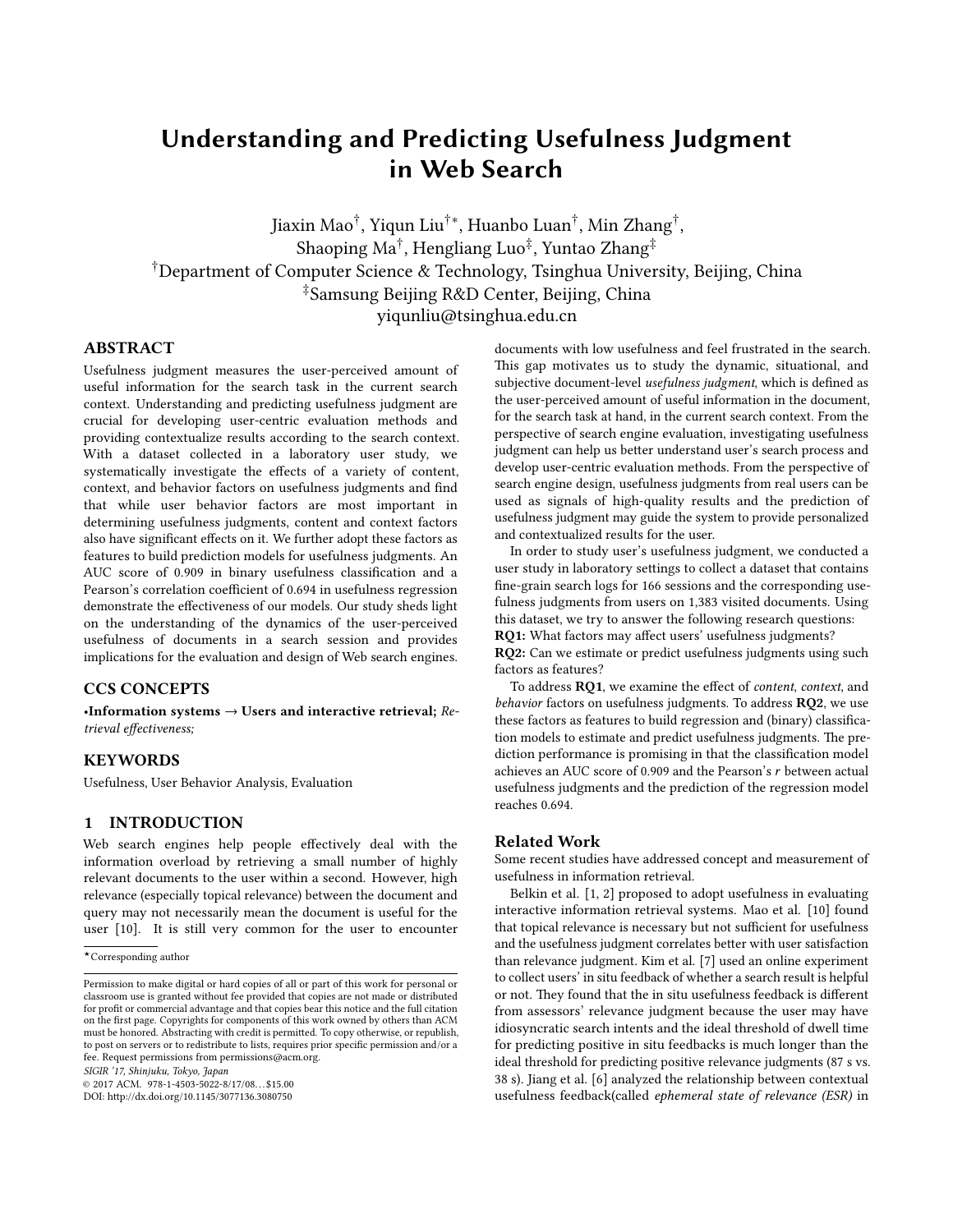# Understanding and Predicting Usefulness Judgment in Web Search

Jiaxin Mao[†], Yiqun Liu[†*], Huanbo Luan[†], Min Zhang[†],
Shaoping Ma[†], Hengliang Luo[‡], Yuntao Zhang[‡]
[†]Department of Computer Science & Technology, Tsinghua University, Beijing, China
[‡]Samsung Beijing R&D Center, Beijing, China
yiqunliu@tsinghua.edu.cn

## ABSTRACT

Usefulness judgment measures the user-perceived amount of useful information for the search task in the current search context. Understanding and predicting usefulness judgment are crucial for developing user-centric evaluation methods and providing contextualize results according to the search context. With a dataset collected in a laboratory user study, we systematically investigate the effects of a variety of content, context, and behavior factors on usefulness judgments and find that while user behavior factors are most important in determining usefulness judgments, content and context factors also have significant effects on it. We further adopt these factors as features to build prediction models for usefulness judgments. An AUC score of 0.909 in binary usefulness classification and a Pearson's correlation coefficient of 0.694 in usefulness regression demonstrate the effectiveness of our models. Our study sheds light on the understanding of the dynamics of the user-perceived usefulness of documents in a search session and provides implications for the evaluation and design of Web search engines.

## CCS CONCEPTS

•**Information systems** → **Users and interactive retrieval;** *Retrieval effectiveness;*

## KEYWORDS

Usefulness, User Behavior Analysis, Evaluation

## 1 INTRODUCTION

Web search engines help people effectively deal with the information overload by retrieving a small number of highly relevant documents to the user within a second. However, high relevance (especially topical relevance) between the document and query may not necessarily mean the document is useful for the user [10]. It is still very common for the user to encounter documents with low usefulness and feel frustrated in the search. This gap motivates us to study the dynamic, situational, and subjective document-level *usefulness judgment*, which is defined as the user-perceived amount of useful information in the document, for the search task at hand, in the current search context. From the perspective of search engine evaluation, investigating usefulness judgment can help us better understand user's search process and develop user-centric evaluation methods. From the perspective of search engine design, usefulness judgments from real users can be used as signals of high-quality results and the prediction of usefulness judgment may guide the system to provide personalized and contextualized results for the user.

In order to study user's usefulness judgment, we conducted a user study in laboratory settings to collect a dataset that contains fine-grain search logs for 166 sessions and the corresponding usefulness judgments from users on 1,383 visited documents. Using this dataset, we try to answer the following research questions:

**RQ1:** What factors may affect users' usefulness judgments?

**RQ2:** Can we estimate or predict usefulness judgments using such factors as features?

To address **RQ1**, we examine the effect of *content*, *context*, and *behavior* factors on usefulness judgments. To address **RQ2**, we use these factors as features to build regression and (binary) classification models to estimate and predict usefulness judgments. The prediction performance is promising in that the classification model achieves an AUC score of 0.909 and the Pearson's $r$ between actual usefulness judgments and the prediction of the regression model reaches 0.694.

### Related Work

Some recent studies have addressed concept and measurement of usefulness in information retrieval.

Belkin et al. [1, 2] proposed to adopt usefulness in evaluating interactive information retrieval systems. Mao et al. [10] found that topical relevance is necessary but not sufficient for usefulness and the usefulness judgment correlates better with user satisfaction than relevance judgment. Kim et al. [7] used an online experiment to collect users' in situ feedback of whether a search result is helpful or not. They found that the in situ usefulness feedback is different from assessors' relevance judgment because the user may have idiosyncratic search intents and the ideal threshold of dwell time for predicting positive in situ feedbacks is much longer than the ideal threshold for predicting positive relevance judgments (87 s vs. 38 s). Jiang et al. [6] analyzed the relationship between contextual usefulness feedback(called *ephemeral state of relevance (ESR)* in

*Corresponding author

Permission to make digital or hard copies of all or part of this work for personal or classroom use is granted without fee provided that copies are not made or distributed for profit or commercial advantage and that copies bear this notice and the full citation on the first page. Copyrights for components of this work owned by others than ACM must be honored. Abstracting with credit is permitted. To copy otherwise, or republish, to post on servers or to redistribute to lists, requires prior specific permission and/or a fee. Request permissions from permissions@acm.org.
*SIGIR '17, Shinjuku, Tokyo, Japan*
© 2017 ACM. 978-1-4503-5022-8/17/08…$15.00
DOI: http://dx.doi.org/10.1145/3077136.3080750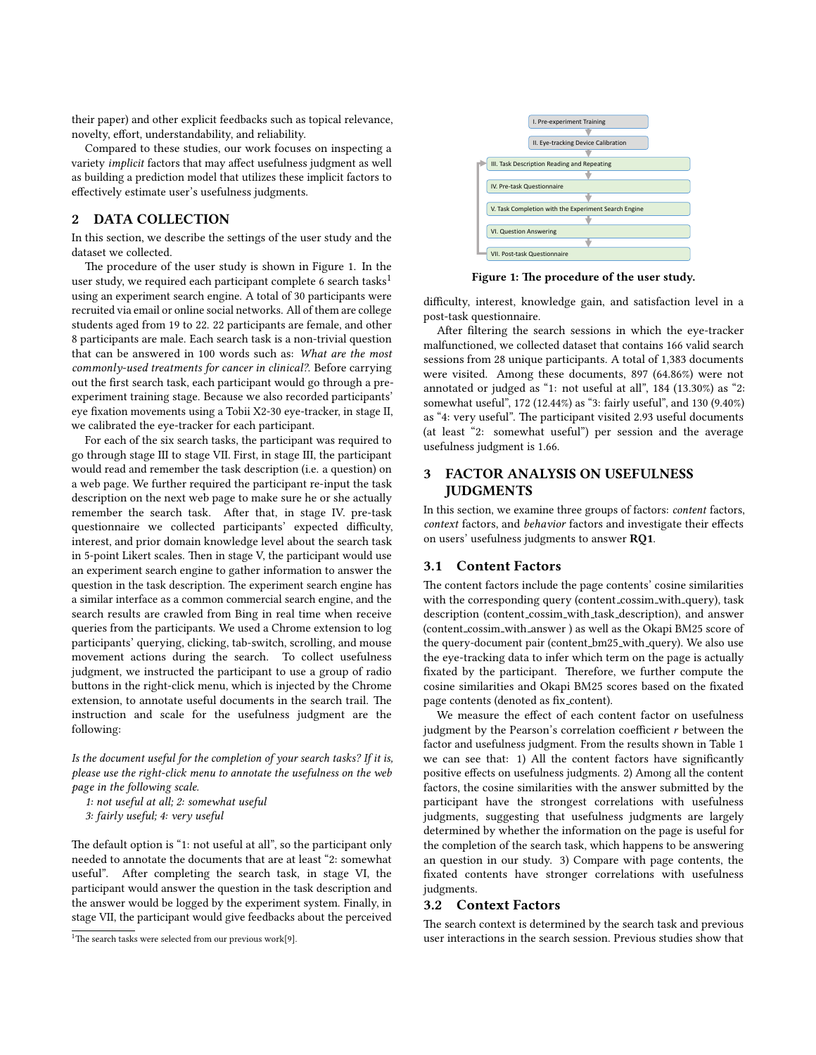their paper) and other explicit feedbacks such as topical relevance, novelty, effort, understandability, and reliability.

Compared to these studies, our work focuses on inspecting a variety *implicit* factors that may affect usefulness judgment as well as building a prediction model that utilizes these implicit factors to effectively estimate user's usefulness judgments.

## 2 DATA COLLECTION

In this section, we describe the settings of the user study and the dataset we collected.

The procedure of the user study is shown in Figure 1. In the user study, we required each participant complete 6 search tasks[1] using an experiment search engine. A total of 30 participants were recruited via email or online social networks. All of them are college students aged from 19 to 22. 22 participants are female, and other 8 participants are male. Each search task is a non-trivial question that can be answered in 100 words such as: *What are the most commonly-used treatments for cancer in clinical?*. Before carrying out the first search task, each participant would go through a pre-experiment training stage. Because we also recorded participants' eye fixation movements using a Tobii X2-30 eye-tracker, in stage II, we calibrated the eye-tracker for each participant.

For each of the six search tasks, the participant was required to go through stage III to stage VII. First, in stage III, the participant would read and remember the task description (i.e. a question) on a web page. We further required the participant re-input the task description on the next web page to make sure he or she actually remember the search task. After that, in stage IV. pre-task questionnaire we collected participants' expected difficulty, interest, and prior domain knowledge level about the search task in 5-point Likert scales. Then in stage V, the participant would use an experiment search engine to gather information to answer the question in the task description. The experiment search engine has a similar interface as a common commercial search engine, and the search results are crawled from Bing in real time when receive queries from the participants. We used a Chrome extension to log participants' querying, clicking, tab-switch, scrolling, and mouse movement actions during the search. To collect usefulness judgment, we instructed the participant to use a group of radio buttons in the right-click menu, which is injected by the Chrome extension, to annotate useful documents in the search trail. The instruction and scale for the usefulness judgment are the following:

*Is the document useful for the completion of your search tasks? If it is, please use the right-click menu to annotate the usefulness on the web page in the following scale.*

*1: not useful at all; 2: somewhat useful*
*3: fairly useful; 4: very useful*

The default option is "1: not useful at all", so the participant only needed to annotate the documents that are at least "2: somewhat useful". After completing the search task, in stage VI, the participant would answer the question in the task description and the answer would be logged by the experiment system. Finally, in stage VII, the participant would give feedbacks about the perceived difficulty, interest, knowledge gain, and satisfaction level in a post-task questionnaire.

[1] The search tasks were selected from our previous work[9].

I. Pre-experiment Training
II. Eye-tracking Device Calibration
III. Task Description Reading and Repeating
IV. Pre-task Questionnaire
V. Task Completion with the Experiment Search Engine
VI. Question Answering
VII. Post-task Questionnaire

**Figure 1: The procedure of the user study.**

After filtering the search sessions in which the eye-tracker malfunctioned, we collected dataset that contains 166 valid search sessions from 28 unique participants. A total of 1,383 documents were visited. Among these documents, 897 (64.86%) were not annotated or judged as "1: not useful at all", 184 (13.30%) as "2: somewhat useful", 172 (12.44%) as "3: fairly useful", and 130 (9.40%) as "4: very useful". The participant visited 2.93 useful documents (at least "2: somewhat useful") per session and the average usefulness judgment is 1.66.

## 3 FACTOR ANALYSIS ON USEFULNESS JUDGMENTS

In this section, we examine three groups of factors: *content* factors, *context* factors, and *behavior* factors and investigate their effects on users' usefulness judgments to answer **RQ1**.

### 3.1 Content Factors

The content factors include the page contents' cosine similarities with the corresponding query (content_cossim_with_query), task description (content_cossim_with_task_description), and answer (content_cossim_with_answer ) as well as the Okapi BM25 score of the query-document pair (content_bm25_with_query). We also use the eye-tracking data to infer which term on the page is actually fixated by the participant. Therefore, we further compute the cosine similarities and Okapi BM25 scores based on the fixated page contents (denoted as fix_content).

We measure the effect of each content factor on usefulness judgment by the Pearson's correlation coefficient $r$ between the factor and usefulness judgment. From the results shown in Table 1 we can see that: 1) All the content factors have significantly positive effects on usefulness judgments. 2) Among all the content factors, the cosine similarities with the answer submitted by the participant have the strongest correlations with usefulness judgments, suggesting that usefulness judgments are largely determined by whether the information on the page is useful for the completion of the search task, which happens to be answering an question in our study. 3) Compare with page contents, the fixated contents have stronger correlations with usefulness judgments.

### 3.2 Context Factors

The search context is determined by the search task and previous user interactions in the search session. Previous studies show that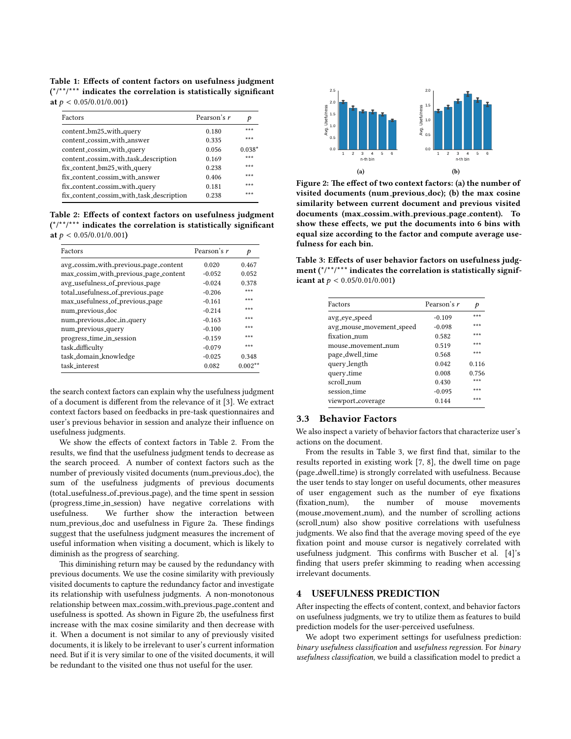Table 1: Effects of content factors on usefulness judgment (*/**/*** indicates the correlation is statistically significant at $p < 0.05/0.01/0.001$)

| Factors | Pearson's $r$ | $p$ |
|---|---|---|
| content_bm25_with_query | 0.180 | *** |
| content_cossim_with_answer | 0.335 | *** |
| content_cossim_with_query | 0.056 | 0.038* |
| content_cossim_with_task_description | 0.169 | *** |
| fix_content_bm25_with_query | 0.238 | *** |
| fix_content_cossim_with_answer | 0.406 | *** |
| fix_content_cossim_with_query | 0.181 | *** |
| fix_content_cossim_with_task_description | 0.238 | *** |

Table 2: Effects of context factors on usefulness judgment (*/**/*** indicates the correlation is statistically significant at $p < 0.05/0.01/0.001$)

| Factors | Pearson's $r$ | $p$ |
|---|---|---|
| avg_cossim_with_previous_page_content | 0.020 | 0.467 |
| max_cossim_with_previous_page_content | -0.052 | 0.052 |
| avg_usefulness_of_previous_page | -0.024 | 0.378 |
| total_usefulness_of_previous_page | -0.206 | *** |
| max_usefulness_of_previous_page | -0.161 | *** |
| num_previous_doc | -0.214 | *** |
| num_previous_doc_in_query | -0.163 | *** |
| num_previous_query | -0.100 | *** |
| progress_time_in_session | -0.159 | *** |
| task_difficulty | -0.079 | *** |
| task_domain_knowledge | -0.025 | 0.348 |
| task_interest | 0.082 | 0.002** |

the search context factors can explain why the usefulness judgment of a document is different from the relevance of it [3]. We extract context factors based on feedbacks in pre-task questionnaires and user's previous behavior in session and analyze their influence on usefulness judgments.

We show the effects of context factors in Table 2. From the results, we find that the usefulness judgment tends to decrease as the search proceed. A number of context factors such as the number of previously visited documents (num_previous_doc), the sum of the usefulness judgments of previous documents (total_usefulness_of_previous_page), and the time spent in session (progress_time_in_session) have negative correlations with usefulness. We further show the interaction between num_previous_doc and usefulness in Figure 2a. These findings suggest that the usefulness judgment measures the increment of useful information when visiting a document, which is likely to diminish as the progress of searching.

This diminishing return may be caused by the redundancy with previous documents. We use the cosine similarity with previously visited documents to capture the redundancy factor and investigate its relationship with usefulness judgments. A non-monotonous relationship between max_cossim_with_previous_page_content and usefulness is spotted. As shown in Figure 2b, the usefulness first increase with the max cosine similarity and then decrease with it. When a document is not similar to any of previously visited documents, it is likely to be irrelevant to user's current information need. But if it is very similar to one of the visited documents, it will be redundant to the visited one thus not useful for the user.

Figure 2: The effect of two context factors: (a) the number of visited documents (num_previous_doc); (b) the max cosine similarity between current document and previous visited documents (max_cossim_with_previous_page_content). To show these effects, we put the documents into 6 bins with equal size according to the factor and compute average usefulness for each bin.

Table 3: Effects of user behavior factors on usefulness judgment (*/**/*** indicates the correlation is statistically significant at $p < 0.05/0.01/0.001$)

| Factors | Pearson's $r$ | $p$ |
|---|---|---|
| avg_eye_speed | -0.109 | *** |
| avg_mouse_movement_speed | -0.098 | *** |
| fixation_num | 0.582 | *** |
| mouse_movement_num | 0.519 | *** |
| page_dwell_time | 0.568 | *** |
| query_length | 0.042 | 0.116 |
| query_time | 0.008 | 0.756 |
| scroll_num | 0.430 | *** |
| session_time | -0.095 | *** |
| viewport_coverage | 0.144 | *** |

### 3.3 Behavior Factors

We also inspect a variety of behavior factors that characterize user's actions on the document.

From the results in Table 3, we first find that, similar to the results reported in existing work [7, 8], the dwell time on page (page_dwell_time) is strongly correlated with usefulness. Because the user tends to stay longer on useful documents, other measures of user engagement such as the number of eye fixations (fixation_num), the number of mouse movements (mouse_movement_num), and the number of scrolling actions (scroll_num) also show positive correlations with usefulness judgments. We also find that the average moving speed of the eye fixation point and mouse cursor is negatively correlated with usefulness judgment. This confirms with Buscher et al. [4]'s finding that users prefer skimming to reading when accessing irrelevant documents.

## 4 USEFULNESS PREDICTION

After inspecting the effects of content, context, and behavior factors on usefulness judgments, we try to utilize them as features to build prediction models for the user-perceived usefulness.

We adopt two experiment settings for usefulness prediction: *binary usefulness classification* and *usefulness regression*. For *binary usefulness classification*, we build a classification model to predict a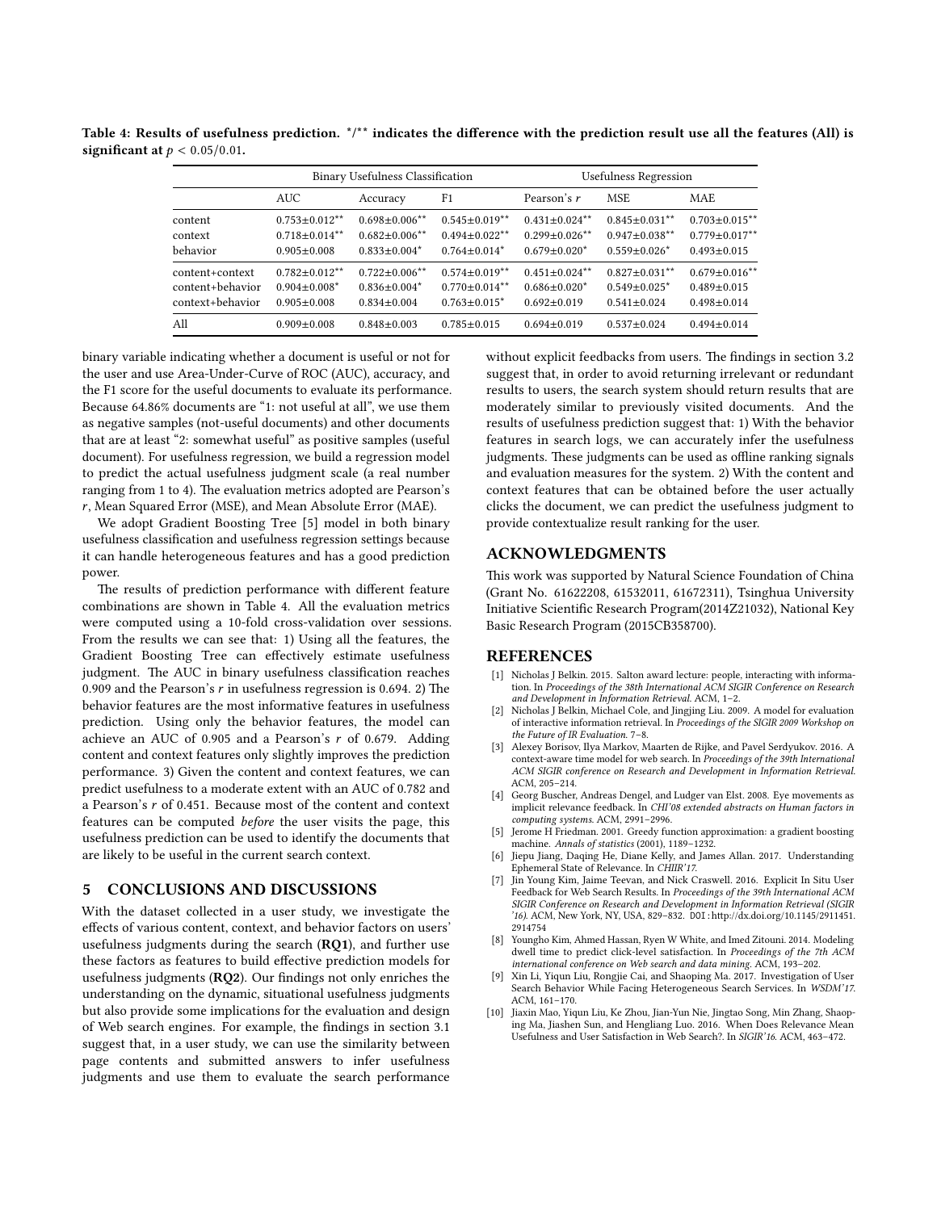**Table 4: Results of usefulness prediction. \*/\*\* indicates the difference with the prediction result use all the features (All) is significant at $p < 0.05/0.01$.**

| | Binary Usefulness Classification | | | Usefulness Regression | | |
|---|---|---|---|---|---|---|
| | AUC | Accuracy | F1 | Pearson's $r$ | MSE | MAE |
| content | $0.753{\pm}0.012^{**}$ | $0.698{\pm}0.006^{**}$ | $0.545{\pm}0.019^{**}$ | $0.431{\pm}0.024^{**}$ | $0.845{\pm}0.031^{**}$ | $0.703{\pm}0.015^{**}$ |
| context | $0.718{\pm}0.014^{**}$ | $0.682{\pm}0.006^{**}$ | $0.494{\pm}0.022^{**}$ | $0.299{\pm}0.026^{**}$ | $0.947{\pm}0.038^{**}$ | $0.779{\pm}0.017^{**}$ |
| behavior | $0.905{\pm}0.008$ | $0.833{\pm}0.004^{*}$ | $0.764{\pm}0.014^{*}$ | $0.679{\pm}0.020^{*}$ | $0.559{\pm}0.026^{*}$ | $0.493{\pm}0.015$ |
| content+context | $0.782{\pm}0.012^{**}$ | $0.722{\pm}0.006^{**}$ | $0.574{\pm}0.019^{**}$ | $0.451{\pm}0.024^{**}$ | $0.827{\pm}0.031^{**}$ | $0.679{\pm}0.016^{**}$ |
| content+behavior | $0.904{\pm}0.008^{*}$ | $0.836{\pm}0.004^{*}$ | $0.770{\pm}0.014^{**}$ | $0.686{\pm}0.020^{*}$ | $0.549{\pm}0.025^{*}$ | $0.489{\pm}0.015$ |
| context+behavior | $0.905{\pm}0.008$ | $0.834{\pm}0.004$ | $0.763{\pm}0.015^{*}$ | $0.692{\pm}0.019$ | $0.541{\pm}0.024$ | $0.498{\pm}0.014$ |
| All | $0.909{\pm}0.008$ | $0.848{\pm}0.003$ | $0.785{\pm}0.015$ | $0.694{\pm}0.019$ | $0.537{\pm}0.024$ | $0.494{\pm}0.014$ |

binary variable indicating whether a document is useful or not for the user and use Area-Under-Curve of ROC (AUC), accuracy, and the F1 score for the useful documents to evaluate its performance. Because 64.86% documents are "1: not useful at all", we use them as negative samples (not-useful documents) and other documents that are at least "2: somewhat useful" as positive samples (useful document). For usefulness regression, we build a regression model to predict the actual usefulness judgment scale (a real number ranging from 1 to 4). The evaluation metrics adopted are Pearson's $r$, Mean Squared Error (MSE), and Mean Absolute Error (MAE).

We adopt Gradient Boosting Tree [5] model in both binary usefulness classification and usefulness regression settings because it can handle heterogeneous features and has a good prediction power.

The results of prediction performance with different feature combinations are shown in Table 4. All the evaluation metrics were computed using a 10-fold cross-validation over sessions. From the results we can see that: 1) Using all the features, the Gradient Boosting Tree can effectively estimate usefulness judgment. The AUC in binary usefulness classification reaches 0.909 and the Pearson's $r$ in usefulness regression is 0.694. 2) The behavior features are the most informative features in usefulness prediction. Using only the behavior features, the model can achieve an AUC of 0.905 and a Pearson's $r$ of 0.679. Adding content and context features only slightly improves the prediction performance. 3) Given the content and context features, we can predict usefulness to a moderate extent with an AUC of 0.782 and a Pearson's $r$ of 0.451. Because most of the content and context features can be computed *before* the user visits the page, this usefulness prediction can be used to identify the documents that are likely to be useful in the current search context.

## 5 CONCLUSIONS AND DISCUSSIONS

With the dataset collected in a user study, we investigate the effects of various content, context, and behavior factors on users' usefulness judgments during the search (**RQ1**), and further use these factors as features to build effective prediction models for usefulness judgments (**RQ2**). Our findings not only enriches the understanding on the dynamic, situational usefulness judgments but also provide some implications for the evaluation and design of Web search engines. For example, the findings in section 3.1 suggest that, in a user study, we can use the similarity between page contents and submitted answers to infer usefulness judgments and use them to evaluate the search performance without explicit feedbacks from users. The findings in section 3.2 suggest that, in order to avoid returning irrelevant or redundant results to users, the search system should return results that are moderately similar to previously visited documents. And the results of usefulness prediction suggest that: 1) With the behavior features in search logs, we can accurately infer the usefulness judgments. These judgments can be used as offline ranking signals and evaluation measures for the system. 2) With the content and context features that can be obtained before the user actually clicks the document, we can predict the usefulness judgment to provide contextualize result ranking for the user.

## ACKNOWLEDGMENTS

This work was supported by Natural Science Foundation of China (Grant No. 61622208, 61532011, 61672311), Tsinghua University Initiative Scientific Research Program(2014Z21032), National Key Basic Research Program (2015CB358700).

## REFERENCES

[1] Nicholas J Belkin. 2015. Salton award lecture: people, interacting with information. In *Proceedings of the 38th International ACM SIGIR Conference on Research and Development in Information Retrieval*. ACM, 1–2.

[2] Nicholas J Belkin, Michael Cole, and Jingjing Liu. 2009. A model for evaluation of interactive information retrieval. In *Proceedings of the SIGIR 2009 Workshop on the Future of IR Evaluation*. 7–8.

[3] Alexey Borisov, Ilya Markov, Maarten de Rijke, and Pavel Serdyukov. 2016. A context-aware time model for web search. In *Proceedings of the 39th International ACM SIGIR conference on Research and Development in Information Retrieval*. ACM, 205–214.

[4] Georg Buscher, Andreas Dengel, and Ludger van Elst. 2008. Eye movements as implicit relevance feedback. In *CHI'08 extended abstracts on Human factors in computing systems*. ACM, 2991–2996.

[5] Jerome H Friedman. 2001. Greedy function approximation: a gradient boosting machine. *Annals of statistics* (2001), 1189–1232.

[6] Jiepu Jiang, Daqing He, Diane Kelly, and James Allan. 2017. Understanding Ephemeral State of Relevance. In *CHIIR'17*.

[7] Jin Young Kim, Jaime Teevan, and Nick Craswell. 2016. Explicit In Situ User Feedback for Web Search Results. In *Proceedings of the 39th International ACM SIGIR Conference on Research and Development in Information Retrieval (SIGIR '16)*. ACM, New York, NY, USA, 829–832. DOI:http://dx.doi.org/10.1145/2911451.2914754

[8] Youngho Kim, Ahmed Hassan, Ryen W White, and Imed Zitouni. 2014. Modeling dwell time to predict click-level satisfaction. In *Proceedings of the 7th ACM international conference on Web search and data mining*. ACM, 193–202.

[9] Xin Li, Yiqun Liu, Rongjie Cai, and Shaoping Ma. 2017. Investigation of User Search Behavior While Facing Heterogeneous Search Services. In *WSDM'17*. ACM, 161–170.

[10] Jiaxin Mao, Yiqun Liu, Ke Zhou, Jian-Yun Nie, Jingtao Song, Min Zhang, Shaoping Ma, Jiashen Sun, and Hengliang Luo. 2016. When Does Relevance Mean Usefulness and User Satisfaction in Web Search?. In *SIGIR'16*. ACM, 463–472.